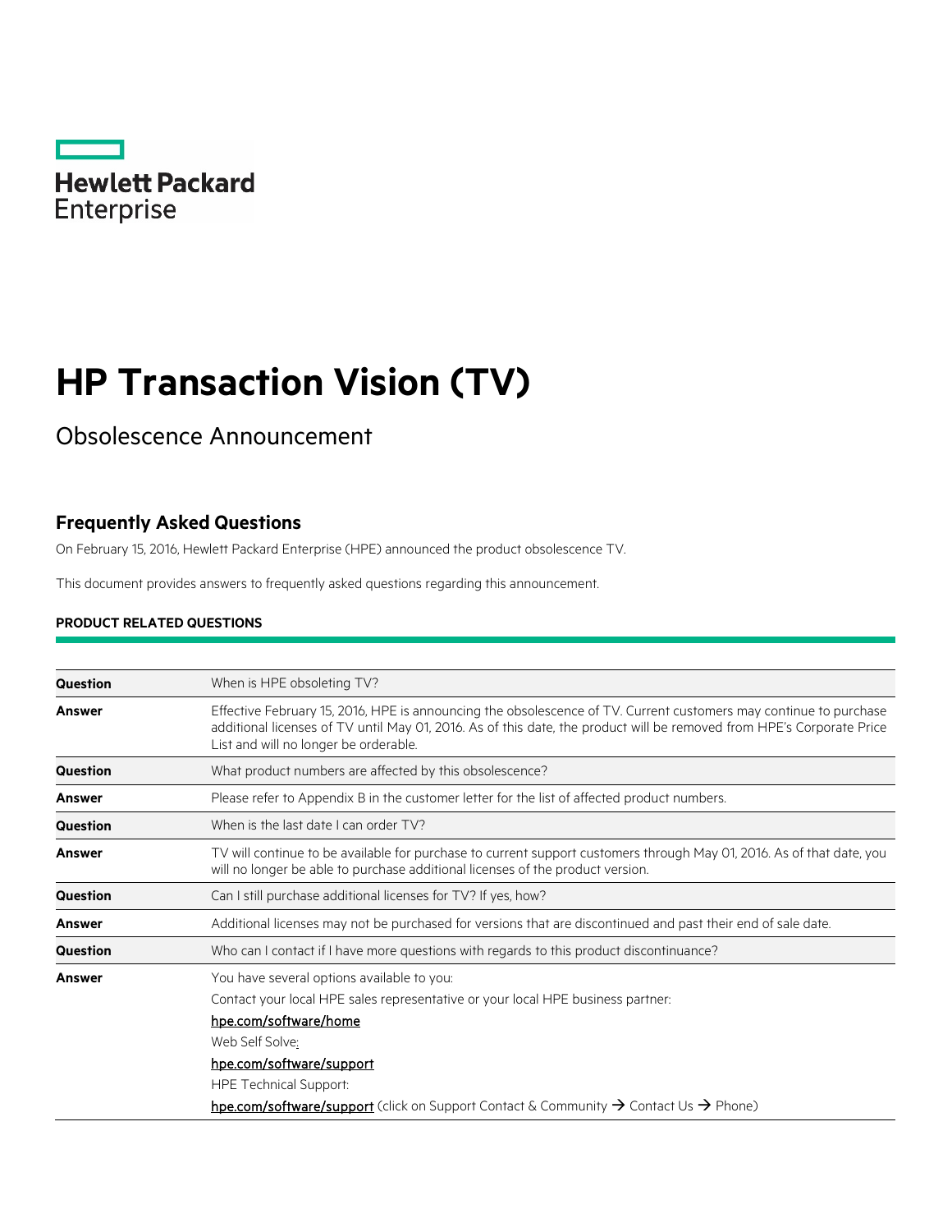Hewlett Packard Enterprise

# HP Transaction Vision (TV)

Obsolescence Announcement

## Frequently Asked Questions

On February 15, 2016, Hewlett Packard Enterprise (HPE) announced the product obsolescence TV.

This document provides answers to frequently asked questions regarding this announcement.

### PRODUCT RELATED QUESTIONS

| | |
|---|---|
| **Question** | When is HPE obsoleting TV? |
| **Answer** | Effective February 15, 2016, HPE is announcing the obsolescence of TV. Current customers may continue to purchase additional licenses of TV until May 01, 2016. As of this date, the product will be removed from HPE's Corporate Price List and will no longer be orderable. |
| **Question** | What product numbers are affected by this obsolescence? |
| **Answer** | Please refer to Appendix B in the customer letter for the list of affected product numbers. |
| **Question** | When is the last date I can order TV? |
| **Answer** | TV will continue to be available for purchase to current support customers through May 01, 2016. As of that date, you will no longer be able to purchase additional licenses of the product version. |
| **Question** | Can I still purchase additional licenses for TV? If yes, how? |
| **Answer** | Additional licenses may not be purchased for versions that are discontinued and past their end of sale date. |
| **Question** | Who can I contact if I have more questions with regards to this product discontinuance? |
| **Answer** | You have several options available to you:<br>Contact your local HPE sales representative or your local HPE business partner:<br>hpe.com/software/home<br>Web Self Solve:<br>hpe.com/software/support<br>HPE Technical Support:<br>hpe.com/software/support (click on Support Contact & Community → Contact Us → Phone) |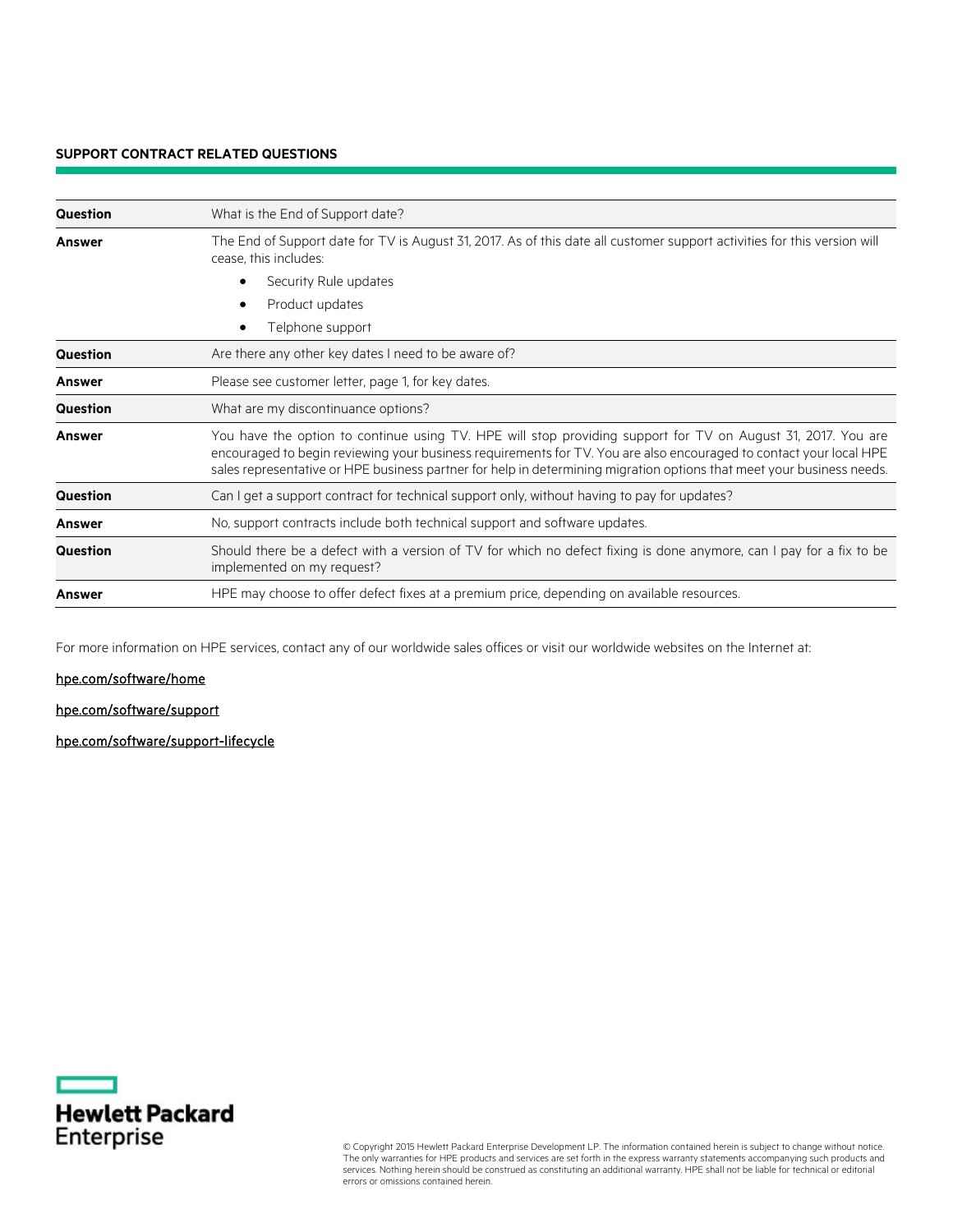## SUPPORT CONTRACT RELATED QUESTIONS

| | |
|---|---|
| **Question** | What is the End of Support date? |
| **Answer** | The End of Support date for TV is August 31, 2017. As of this date all customer support activities for this version will cease, this includes: <br>• Security Rule updates <br>• Product updates <br>• Telphone support |
| **Question** | Are there any other key dates I need to be aware of? |
| **Answer** | Please see customer letter, page 1, for key dates. |
| **Question** | What are my discontinuance options? |
| **Answer** | You have the option to continue using TV. HPE will stop providing support for TV on August 31, 2017. You are encouraged to begin reviewing your business requirements for TV. You are also encouraged to contact your local HPE sales representative or HPE business partner for help in determining migration options that meet your business needs. |
| **Question** | Can I get a support contract for technical support only, without having to pay for updates? |
| **Answer** | No, support contracts include both technical support and software updates. |
| **Question** | Should there be a defect with a version of TV for which no defect fixing is done anymore, can I pay for a fix to be implemented on my request? |
| **Answer** | HPE may choose to offer defect fixes at a premium price, depending on available resources. |

For more information on HPE services, contact any of our worldwide sales offices or visit our worldwide websites on the Internet at:

hpe.com/software/home

hpe.com/software/support

hpe.com/software/support-lifecycle

Hewlett Packard Enterprise

© Copyright 2015 Hewlett Packard Enterprise Development LP. The information contained herein is subject to change without notice. The only warranties for HPE products and services are set forth in the express warranty statements accompanying such products and services. Nothing herein should be construed as constituting an additional warranty. HPE shall not be liable for technical or editorial errors or omissions contained herein.